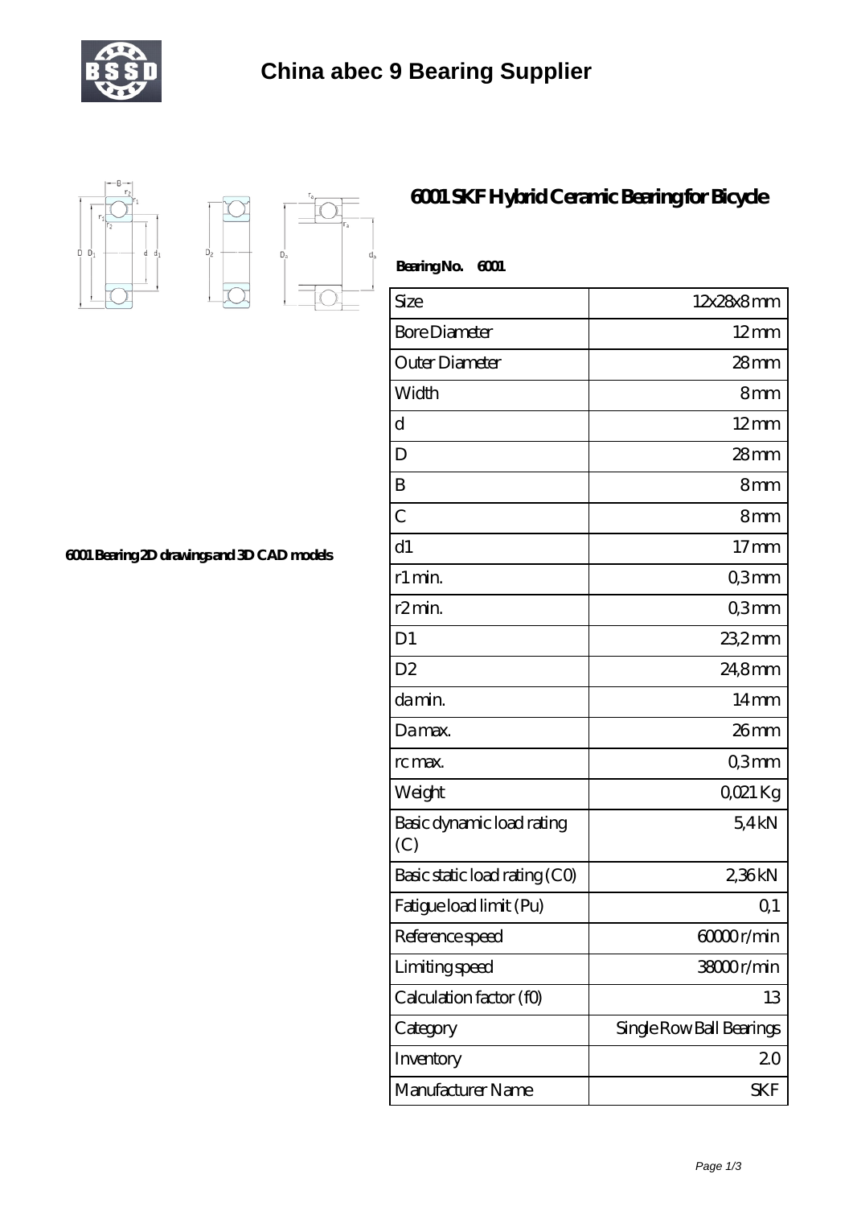# China abec 9 Bearing Supplier

## 6001 SKF Hybrid Ceramic Bearing for Bicycle

6001 Bearing 2D drawings and 3D CAD models

**Bearing No. 6001**

| Size | 12x28x8 mm |
|---|---|
| Bore Diameter | 12 mm |
| Outer Diameter | 28 mm |
| Width | 8 mm |
| d | 12 mm |
| D | 28 mm |
| B | 8 mm |
| C | 8 mm |
| d1 | 17 mm |
| r1 min. | 0,3 mm |
| r2 min. | 0,3 mm |
| D1 | 23,2 mm |
| D2 | 24,8 mm |
| da min. | 14 mm |
| Da max. | 26 mm |
| rc max. | 0,3 mm |
| Weight | 0,021 Kg |
| Basic dynamic load rating (C) | 5,4 kN |
| Basic static load rating (C0) | 2,36 kN |
| Fatigue load limit (Pu) | 0,1 |
| Reference speed | 60000 r/min |
| Limiting speed | 38000 r/min |
| Calculation factor (f0) | 13 |
| Category | Single Row Ball Bearings |
| Inventory | 2.0 |
| Manufacturer Name | SKF |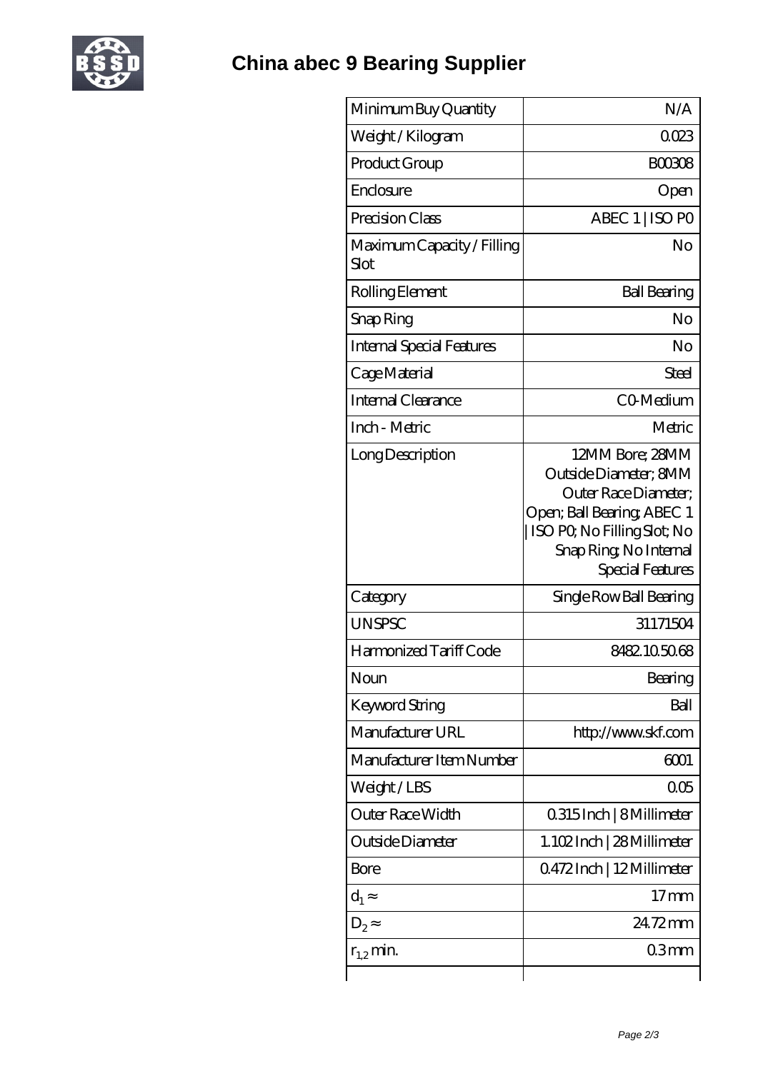# China abec 9 Bearing Supplier

| Minimum Buy Quantity | N/A |
|---|---|
| Weight / Kilogram | 0.023 |
| Product Group | B00308 |
| Enclosure | Open |
| Precision Class | ABEC 1 \| ISO P0 |
| Maximum Capacity / Filling Slot | No |
| Rolling Element | Ball Bearing |
| Snap Ring | No |
| Internal Special Features | No |
| Cage Material | Steel |
| Internal Clearance | C0-Medium |
| Inch - Metric | Metric |
| Long Description | 12MM Bore; 28MM Outside Diameter; 8MM Outer Race Diameter; Open; Ball Bearing; ABEC 1 \| ISO P0; No Filling Slot; No Snap Ring; No Internal Special Features |
| Category | Single Row Ball Bearing |
| UNSPSC | 31171504 |
| Harmonized Tariff Code | 8482.10.50.68 |
| Noun | Bearing |
| Keyword String | Ball |
| Manufacturer URL | http://www.skf.com |
| Manufacturer Item Number | 6001 |
| Weight / LBS | 0.05 |
| Outer Race Width | 0.315 Inch \| 8 Millimeter |
| Outside Diameter | 1.102 Inch \| 28 Millimeter |
| Bore | 0.472 Inch \| 12 Millimeter |
| $d_1 \approx$ | 17 mm |
| $D_2 \approx$ | 24.72 mm |
| $r_{1,2}$ min. | 0.3 mm |
| | |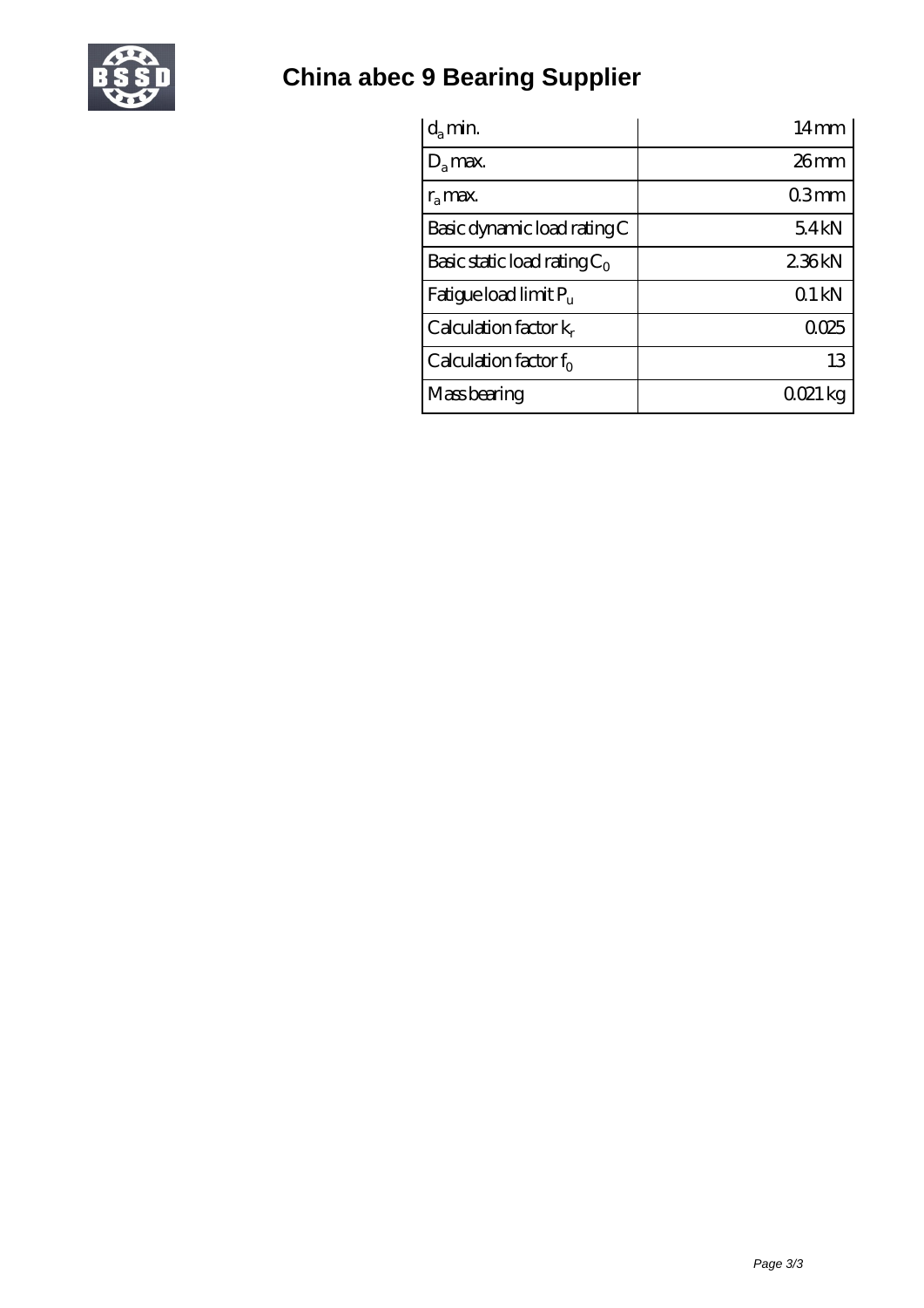| | |
|---|---|
| $d_a$ min. | 14 mm |
| $D_a$ max. | 26 mm |
| $r_a$ max. | 0.3 mm |
| Basic dynamic load rating C | 5.4 kN |
| Basic static load rating $C_0$ | 2.36 kN |
| Fatigue load limit $P_u$ | 0.1 kN |
| Calculation factor $k_r$ | 0.025 |
| Calculation factor $f_0$ | 13 |
| Mass bearing | 0.021 kg |